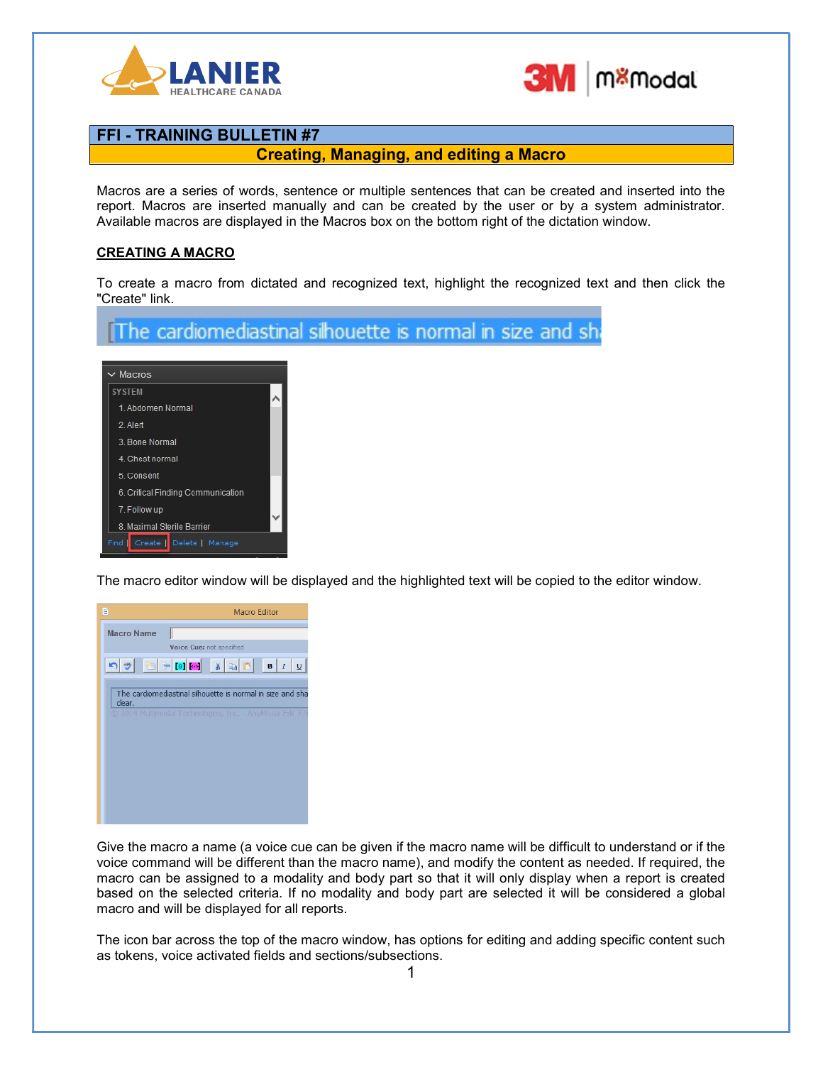## FFI - TRAINING BULLETIN #7

### Creating, Managing, and editing a Macro

Macros are a series of words, sentence or multiple sentences that can be created and inserted into the report. Macros are inserted manually and can be created by the user or by a system administrator. Available macros are displayed in the Macros box on the bottom right of the dictation window.

**CREATING A MACRO**

To create a macro from dictated and recognized text, highlight the recognized text and then click the "Create" link.

The macro editor window will be displayed and the highlighted text will be copied to the editor window.

Give the macro a name (a voice cue can be given if the macro name will be difficult to understand or if the voice command will be different than the macro name), and modify the content as needed. If required, the macro can be assigned to a modality and body part so that it will only display when a report is created based on the selected criteria. If no modality and body part are selected it will be considered a global macro and will be displayed for all reports.

The icon bar across the top of the macro window, has options for editing and adding specific content such as tokens, voice activated fields and sections/subsections.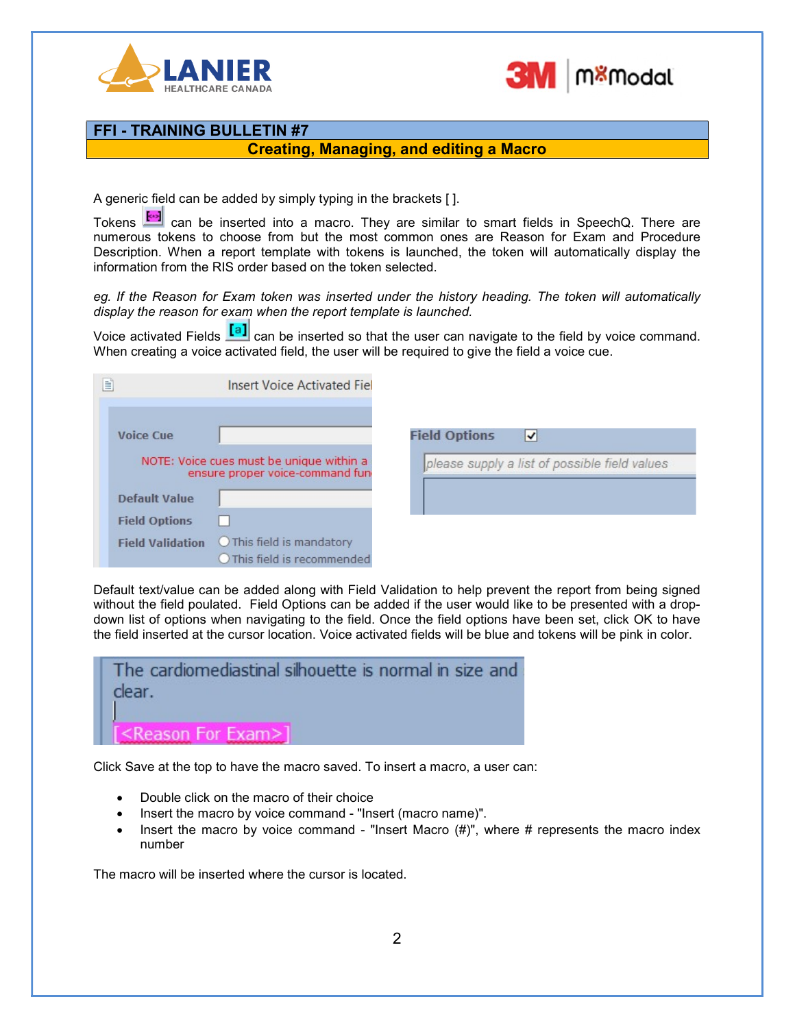## FFI - TRAINING BULLETIN #7

### Creating, Managing, and editing a Macro

A generic field can be added by simply typing in the brackets [ ].

Tokens can be inserted into a macro. They are similar to smart fields in SpeechQ. There are numerous tokens to choose from but the most common ones are Reason for Exam and Procedure Description. When a report template with tokens is launched, the token will automatically display the information from the RIS order based on the token selected.

*eg. If the Reason for Exam token was inserted under the history heading. The token will automatically display the reason for exam when the report template is launched.*

Voice activated Fields can be inserted so that the user can navigate to the field by voice command. When creating a voice activated field, the user will be required to give the field a voice cue.

Default text/value can be added along with Field Validation to help prevent the report from being signed without the field poulated. Field Options can be added if the user would like to be presented with a drop-down list of options when navigating to the field. Once the field options have been set, click OK to have the field inserted at the cursor location. Voice activated fields will be blue and tokens will be pink in color.

Click Save at the top to have the macro saved. To insert a macro, a user can:

- Double click on the macro of their choice
- Insert the macro by voice command - "Insert (macro name)".
- Insert the macro by voice command - "Insert Macro (#)", where # represents the macro index number

The macro will be inserted where the cursor is located.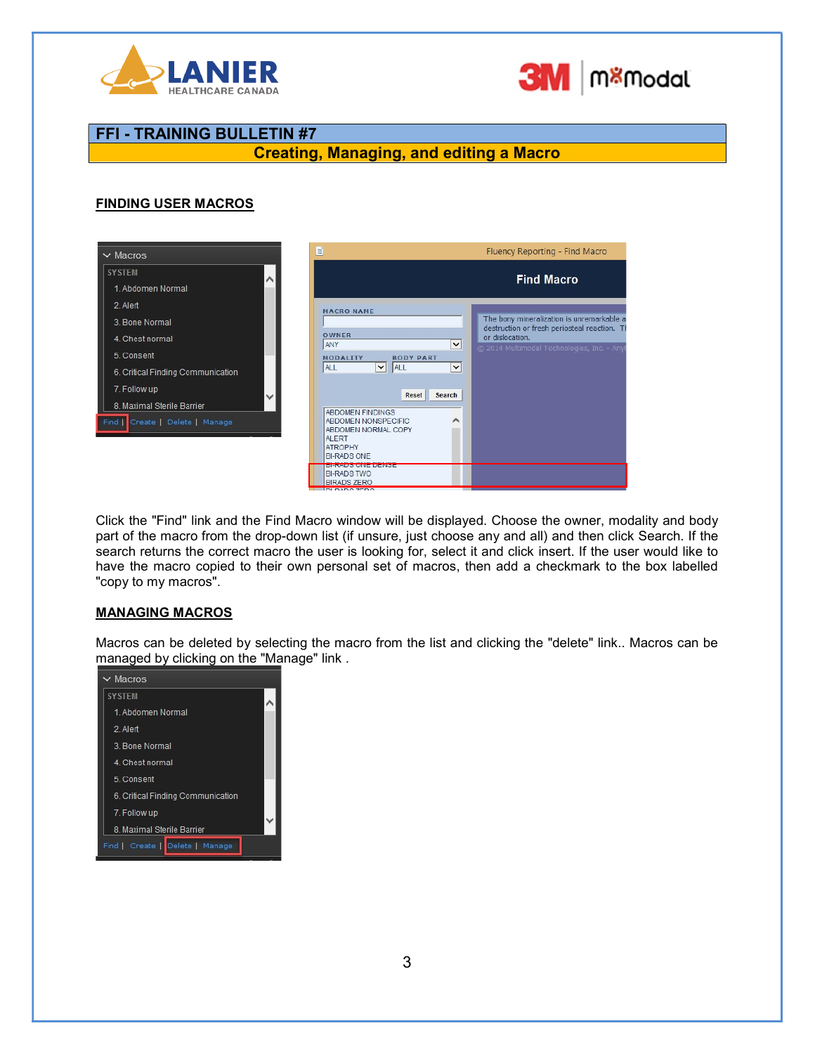# FFI - TRAINING BULLETIN #7

## Creating, Managing, and editing a Macro

### FINDING USER MACROS

Click the "Find" link and the Find Macro window will be displayed. Choose the owner, modality and body part of the macro from the drop-down list (if unsure, just choose any and all) and then click Search. If the search returns the correct macro the user is looking for, select it and click insert. If the user would like to have the macro copied to their own personal set of macros, then add a checkmark to the box labelled "copy to my macros".

### MANAGING MACROS

Macros can be deleted by selecting the macro from the list and clicking the "delete" link.. Macros can be managed by clicking on the "Manage" link .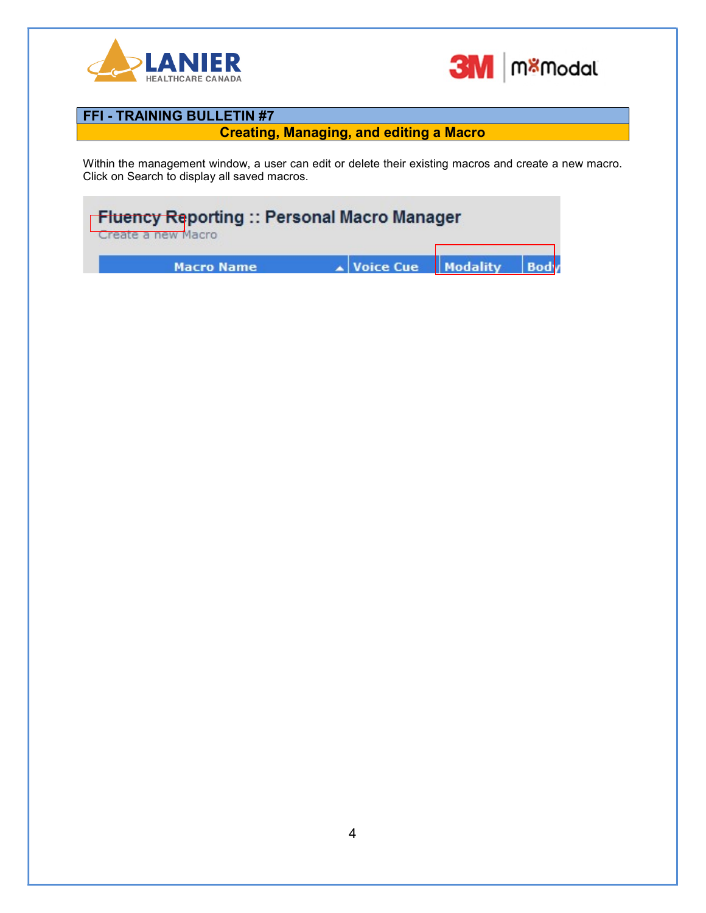**FFI - TRAINING BULLETIN #7**

**Creating, Managing, and editing a Macro**

Within the management window, a user can edit or delete their existing macros and create a new macro. Click on Search to display all saved macros.

Fluency Reporting :: Personal Macro Manager

Create a new Macro

| Macro Name | Voice Cue | Modality | Body |
|---|---|---|---|